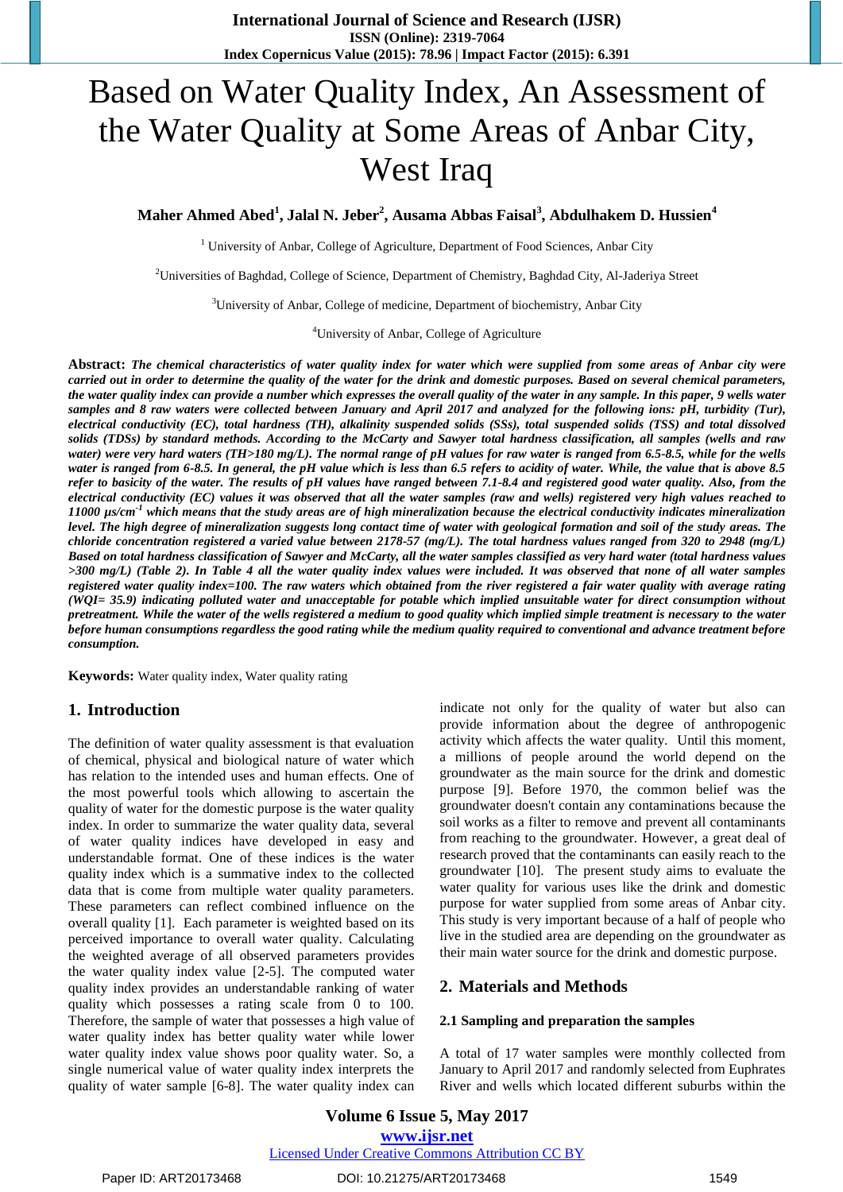# Based on Water Quality Index, An Assessment of the Water Quality at Some Areas of Anbar City, West Iraq

**Maher Ahmed Abed[1], Jalal N. Jeber[2], Ausama Abbas Faisal[3], Abdulhakem D. Hussien[4]**

[1] University of Anbar, College of Agriculture, Department of Food Sciences, Anbar City

[2]Universities of Baghdad, College of Science, Department of Chemistry, Baghdad City, Al-Jaderiya Street

[3]University of Anbar, College of medicine, Department of biochemistry, Anbar City

[4]University of Anbar, College of Agriculture

**Abstract:** ***The chemical characteristics of water quality index for water which were supplied from some areas of Anbar city were carried out in order to determine the quality of the water for the drink and domestic purposes. Based on several chemical parameters, the water quality index can provide a number which expresses the overall quality of the water in any sample. In this paper, 9 wells water samples and 8 raw waters were collected between January and April 2017 and analyzed for the following ions: pH, turbidity (Tur), electrical conductivity (EC), total hardness (TH), alkalinity suspended solids (SSs), total suspended solids (TSS) and total dissolved solids (TDSs) by standard methods. According to the McCarty and Sawyer total hardness classification, all samples (wells and raw water) were very hard waters (TH>180 mg/L). The normal range of pH values for raw water is ranged from 6.5-8.5, while for the wells water is ranged from 6-8.5. In general, the pH value which is less than 6.5 refers to acidity of water. While, the value that is above 8.5 refer to basicity of the water. The results of pH values have ranged between 7.1-8.4 and registered good water quality. Also, from the electrical conductivity (EC) values it was observed that all the water samples (raw and wells) registered very high values reached to 11000 µs/cm$^{-1}$ which means that the study areas are of high mineralization because the electrical conductivity indicates mineralization level. The high degree of mineralization suggests long contact time of water with geological formation and soil of the study areas. The chloride concentration registered a varied value between 2178-57 (mg/L). The total hardness values ranged from 320 to 2948 (mg/L) Based on total hardness classification of Sawyer and McCarty, all the water samples classified as very hard water (total hardness values >300 mg/L) (Table 2). In Table 4 all the water quality index values were included. It was observed that none of all water samples registered water quality index=100. The raw waters which obtained from the river registered a fair water quality with average rating (WQI= 35.9) indicating polluted water and unacceptable for potable which implied unsuitable water for direct consumption without pretreatment. While the water of the wells registered a medium to good quality which implied simple treatment is necessary to the water before human consumptions regardless the good rating while the medium quality required to conventional and advance treatment before consumption.***

**Keywords:** Water quality index, Water quality rating

## 1. Introduction

The definition of water quality assessment is that evaluation of chemical, physical and biological nature of water which has relation to the intended uses and human effects. One of the most powerful tools which allowing to ascertain the quality of water for the domestic purpose is the water quality index. In order to summarize the water quality data, several of water quality indices have developed in easy and understandable format. One of these indices is the water quality index which is a summative index to the collected data that is come from multiple water quality parameters. These parameters can reflect combined influence on the overall quality [1]. Each parameter is weighted based on its perceived importance to overall water quality. Calculating the weighted average of all observed parameters provides the water quality index value [2-5]. The computed water quality index provides an understandable ranking of water quality which possesses a rating scale from 0 to 100. Therefore, the sample of water that possesses a high value of water quality index has better quality water while lower water quality index value shows poor quality water. So, a single numerical value of water quality index interprets the quality of water sample [6-8]. The water quality index can indicate not only for the quality of water but also can provide information about the degree of anthropogenic activity which affects the water quality. Until this moment, a millions of people around the world depend on the groundwater as the main source for the drink and domestic purpose [9]. Before 1970, the common belief was the groundwater doesn't contain any contaminations because the soil works as a filter to remove and prevent all contaminants from reaching to the groundwater. However, a great deal of research proved that the contaminants can easily reach to the groundwater [10]. The present study aims to evaluate the water quality for various uses like the drink and domestic purpose for water supplied from some areas of Anbar city. This study is very important because of a half of people who live in the studied area are depending on the groundwater as their main water source for the drink and domestic purpose.

## 2. Materials and Methods

### 2.1 Sampling and preparation the samples

A total of 17 water samples were monthly collected from January to April 2017 and randomly selected from Euphrates River and wells which located different suburbs within the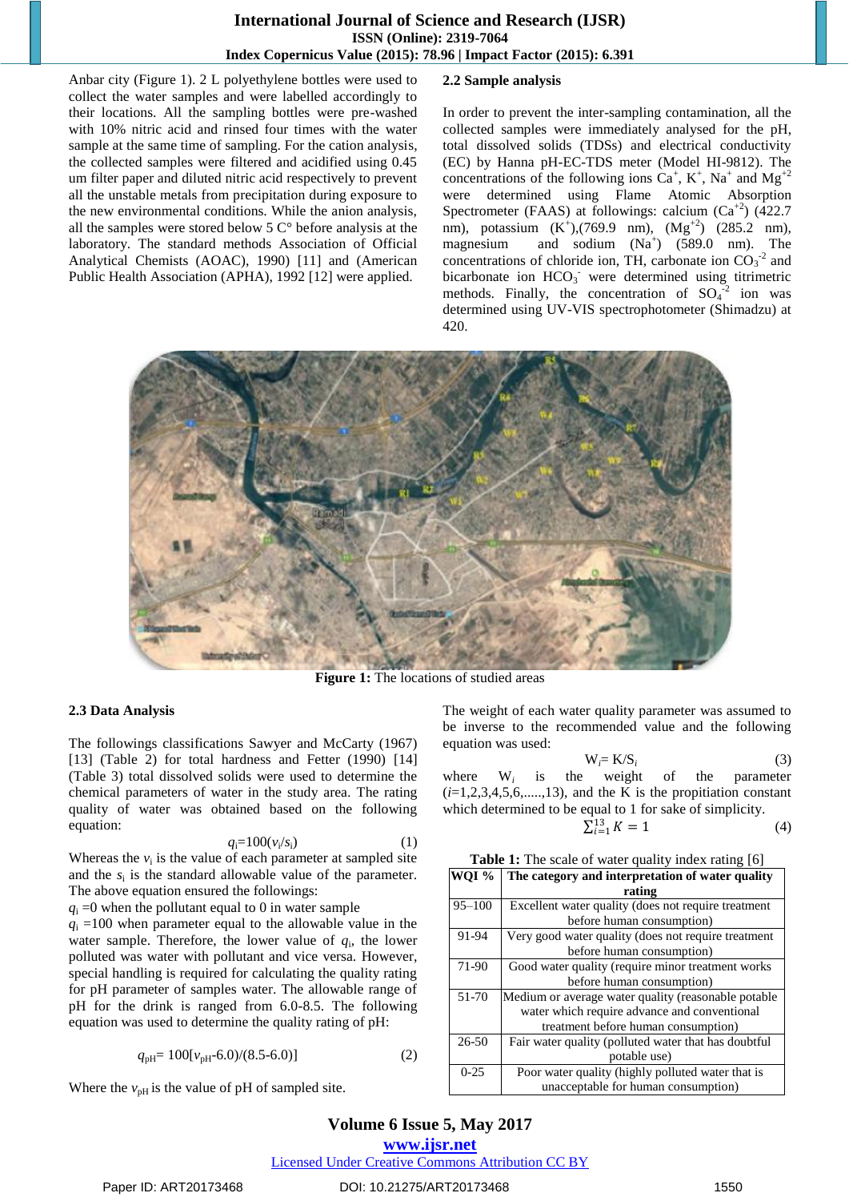Anbar city (Figure 1). 2 L polyethylene bottles were used to collect the water samples and were labelled accordingly to their locations. All the sampling bottles were pre-washed with 10% nitric acid and rinsed four times with the water sample at the same time of sampling. For the cation analysis, the collected samples were filtered and acidified using 0.45 um filter paper and diluted nitric acid respectively to prevent all the unstable metals from precipitation during exposure to the new environmental conditions. While the anion analysis, all the samples were stored below 5 C° before analysis at the laboratory. The standard methods Association of Official Analytical Chemists (AOAC), 1990) [11] and (American Public Health Association (APHA), 1992 [12] were applied.

### 2.2 Sample analysis

In order to prevent the inter-sampling contamination, all the collected samples were immediately analysed for the pH, total dissolved solids (TDSs) and electrical conductivity (EC) by Hanna pH-EC-TDS meter (Model HI-9812). The concentrations of the following ions $Ca^{+}$, $K^{+}$, $Na^{+}$ and $Mg^{+2}$ were determined using Flame Atomic Absorption Spectrometer (FAAS) at followings: calcium ($Ca^{+2}$) (422.7 nm), potassium ($K^{+}$),(769.9 nm), ($Mg^{+2}$) (285.2 nm), magnesium and sodium ($Na^{+}$) (589.0 nm). The concentrations of chloride ion, TH, carbonate ion $CO_3^{-2}$ and bicarbonate ion $HCO_3^{-}$ were determined using titrimetric methods. Finally, the concentration of $SO_4^{-2}$ ion was determined using UV-VIS spectrophotometer (Shimadzu) at 420.

**Figure 1:** The locations of studied areas

### 2.3 Data Analysis

The followings classifications Sawyer and McCarty (1967) [13] (Table 2) for total hardness and Fetter (1990) [14] (Table 3) total dissolved solids were used to determine the chemical parameters of water in the study area. The rating quality of water was obtained based on the following equation:

$$q_i = 100(v_i/s_i) \tag{1}$$

Whereas the $v_i$ is the value of each parameter at sampled site and the $s_i$ is the standard allowable value of the parameter. The above equation ensured the followings:

$q_i$ =0 when the pollutant equal to 0 in water sample

$q_i$ =100 when parameter equal to the allowable value in the water sample. Therefore, the lower value of $q_i$, the lower polluted was water with pollutant and vice versa. However, special handling is required for calculating the quality rating for pH parameter of samples water. The allowable range of pH for the drink is ranged from 6.0-8.5. The following equation was used to determine the quality rating of pH:

$$q_{pH} = 100[v_{pH}-6.0)/(8.5-6.0)] \tag{2}$$

Where the $v_{pH}$ is the value of pH of sampled site.

The weight of each water quality parameter was assumed to be inverse to the recommended value and the following equation was used:

$$W_i = K/S_i \tag{3}$$

where $W_i$ is the weight of the parameter ($i$=1,2,3,4,5,6,......,13), and the K is the propitiation constant which determined to be equal to 1 for sake of simplicity.

$$\sum_{i=1}^{13} K = 1 \tag{4}$$

**Table 1:** The scale of water quality index rating [6]

| WQI % | The category and interpretation of water quality rating |
|---|---|
| 95–100 | Excellent water quality (does not require treatment before human consumption) |
| 91-94 | Very good water quality (does not require treatment before human consumption) |
| 71-90 | Good water quality (require minor treatment works before human consumption) |
| 51-70 | Medium or average water quality (reasonable potable water which require advance and conventional treatment before human consumption) |
| 26-50 | Fair water quality (polluted water that has doubtful potable use) |
| 0-25 | Poor water quality (highly polluted water that is unacceptable for human consumption) |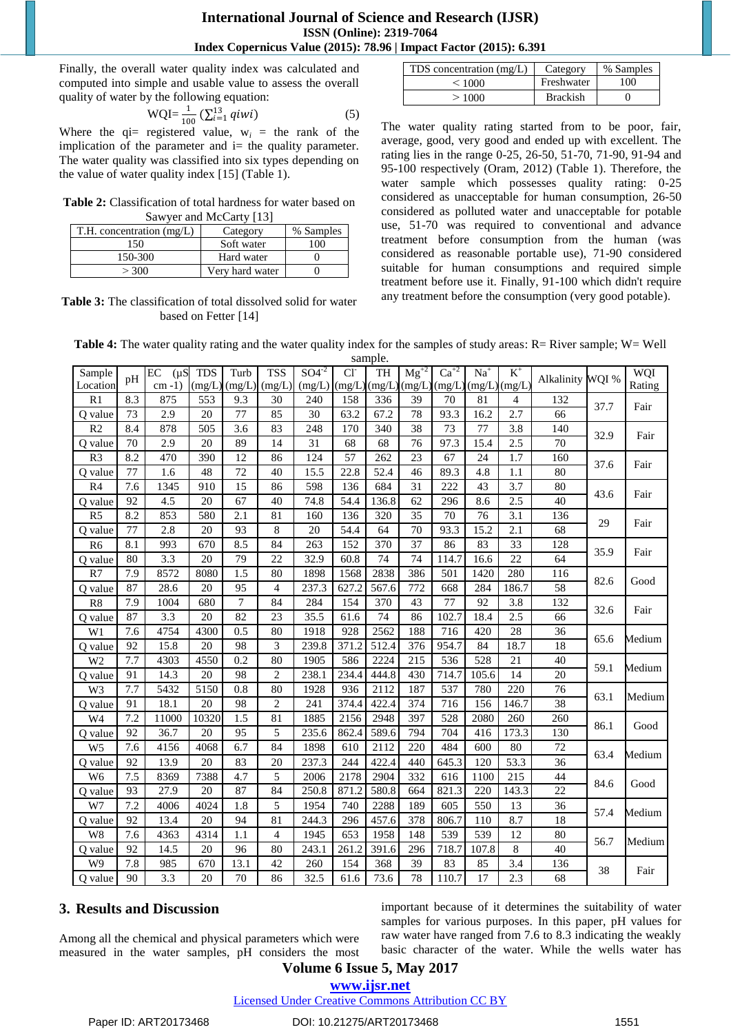Finally, the overall water quality index was calculated and computed into simple and usable value to assess the overall quality of water by the following equation:

$$WQI = \frac{1}{100}\left(\sum_{i=1}^{13} qiwi\right) \quad (5)$$

Where the qi= registered value, $w_i$ = the rank of the implication of the parameter and i= the quality parameter. The water quality was classified into six types depending on the value of water quality index [15] (Table 1).

**Table 2:** Classification of total hardness for water based on Sawyer and McCarty [13]

| T.H. concentration (mg/L) | Category | % Samples |
|---|---|---|
| 150 | Soft water | 100 |
| 150-300 | Hard water | 0 |
| > 300 | Very hard water | 0 |

**Table 3:** The classification of total dissolved solid for water based on Fetter [14]

| TDS concentration (mg/L) | Category | % Samples |
|---|---|---|
| < 1000 | Freshwater | 100 |
| > 1000 | Brackish | 0 |

The water quality rating started from to be poor, fair, average, good, very good and ended up with excellent. The rating lies in the range 0-25, 26-50, 51-70, 71-90, 91-94 and 95-100 respectively (Oram, 2012) (Table 1). Therefore, the water sample which possesses quality rating: 0-25 considered as unacceptable for human consumption, 26-50 considered as polluted water and unacceptable for potable use, 51-70 was required to conventional and advance treatment before consumption from the human (was considered as reasonable portable use), 71-90 considered suitable for human consumptions and required simple treatment before use it. Finally, 91-100 which didn't require any treatment before the consumption (very good potable).

**Table 4:** The water quality rating and the water quality index for the samples of study areas: R= River sample; W= Well sample.

| Sample Location | pH | EC (μS cm -1) | TDS (mg/L) | Turb (mg/L) | TSS (mg/L) | $SO_4^{-2}$ (mg/L) | $Cl^-$ (mg/L) | TH (mg/L) | $Mg^{+2}$ (mg/L) | $Ca^{+2}$ (mg/L) | $Na^+$ (mg/L) | $K^+$ (mg/L) | Alkalinity | WQI % | WQI Rating |
|---|---|---|---|---|---|---|---|---|---|---|---|---|---|---|---|
| R1 | 8.3 | 875 | 553 | 9.3 | 30 | 240 | 158 | 336 | 39 | 70 | 81 | 4 | 132 | 37.7 | Fair |
| Q value | 73 | 2.9 | 20 | 77 | 85 | 30 | 63.2 | 67.2 | 78 | 93.3 | 16.2 | 2.7 | 66 | | |
| R2 | 8.4 | 878 | 505 | 3.6 | 83 | 248 | 170 | 340 | 38 | 73 | 77 | 3.8 | 140 | 32.9 | Fair |
| Q value | 70 | 2.9 | 20 | 89 | 14 | 31 | 68 | 68 | 76 | 97.3 | 15.4 | 2.5 | 70 | | |
| R3 | 8.2 | 470 | 390 | 12 | 86 | 124 | 57 | 262 | 23 | 67 | 24 | 1.7 | 160 | 37.6 | Fair |
| Q value | 77 | 1.6 | 48 | 72 | 40 | 15.5 | 22.8 | 52.4 | 46 | 89.3 | 4.8 | 1.1 | 80 | | |
| R4 | 7.6 | 1345 | 910 | 15 | 86 | 598 | 136 | 684 | 31 | 222 | 43 | 3.7 | 80 | 43.6 | Fair |
| Q value | 92 | 4.5 | 20 | 67 | 40 | 74.8 | 54.4 | 136.8 | 62 | 296 | 8.6 | 2.5 | 40 | | |
| R5 | 8.2 | 853 | 580 | 2.1 | 81 | 160 | 136 | 320 | 35 | 70 | 76 | 3.1 | 136 | 29 | Fair |
| Q value | 77 | 2.8 | 20 | 93 | 8 | 20 | 54.4 | 64 | 70 | 93.3 | 15.2 | 2.1 | 68 | | |
| R6 | 8.1 | 993 | 670 | 8.5 | 84 | 263 | 152 | 370 | 37 | 86 | 83 | 33 | 128 | 35.9 | Fair |
| Q value | 80 | 3.3 | 20 | 79 | 22 | 32.9 | 60.8 | 74 | 74 | 114.7 | 16.6 | 22 | 64 | | |
| R7 | 7.9 | 8572 | 8080 | 1.5 | 80 | 1898 | 1568 | 2838 | 386 | 501 | 1420 | 280 | 116 | 82.6 | Good |
| Q value | 87 | 28.6 | 20 | 95 | 4 | 237.3 | 627.2 | 567.6 | 772 | 668 | 284 | 186.7 | 58 | | |
| R8 | 7.9 | 1004 | 680 | 7 | 84 | 284 | 154 | 370 | 43 | 77 | 92 | 3.8 | 132 | 32.6 | Fair |
| Q value | 87 | 3.3 | 20 | 82 | 23 | 35.5 | 61.6 | 74 | 86 | 102.7 | 18.4 | 2.5 | 66 | | |
| W1 | 7.6 | 4754 | 4300 | 0.5 | 80 | 1918 | 928 | 2562 | 188 | 716 | 420 | 28 | 36 | 65.6 | Medium |
| Q value | 92 | 15.8 | 20 | 98 | 3 | 239.8 | 371.2 | 512.4 | 376 | 954.7 | 84 | 18.7 | 18 | | |
| W2 | 7.7 | 4303 | 4550 | 0.2 | 80 | 1905 | 586 | 2224 | 215 | 536 | 528 | 21 | 40 | 59.1 | Medium |
| Q value | 91 | 14.3 | 20 | 98 | 2 | 238.1 | 234.4 | 444.8 | 430 | 714.7 | 105.6 | 14 | 20 | | |
| W3 | 7.7 | 5432 | 5150 | 0.8 | 80 | 1928 | 936 | 2112 | 187 | 537 | 780 | 220 | 76 | 63.1 | Medium |
| Q value | 91 | 18.1 | 20 | 98 | 2 | 241 | 374.4 | 422.4 | 374 | 716 | 156 | 146.7 | 38 | | |
| W4 | 7.2 | 11000 | 10320 | 1.5 | 81 | 1885 | 2156 | 2948 | 397 | 528 | 2080 | 260 | 260 | 86.1 | Good |
| Q value | 92 | 36.7 | 20 | 95 | 5 | 235.6 | 862.4 | 589.6 | 794 | 704 | 416 | 173.3 | 130 | | |
| W5 | 7.6 | 4156 | 4068 | 6.7 | 84 | 1898 | 610 | 2112 | 220 | 484 | 600 | 80 | 72 | 63.4 | Medium |
| Q value | 92 | 13.9 | 20 | 83 | 20 | 237.3 | 244 | 422.4 | 440 | 645.3 | 120 | 53.3 | 36 | | |
| W6 | 7.5 | 8369 | 7388 | 4.7 | 5 | 2006 | 2178 | 2904 | 332 | 616 | 1100 | 215 | 44 | 84.6 | Good |
| Q value | 93 | 27.9 | 20 | 87 | 84 | 250.8 | 871.2 | 580.8 | 664 | 821.3 | 220 | 143.3 | 22 | | |
| W7 | 7.2 | 4006 | 4024 | 1.8 | 5 | 1954 | 740 | 2288 | 189 | 605 | 550 | 13 | 36 | 57.4 | Medium |
| Q value | 92 | 13.4 | 20 | 94 | 81 | 244.3 | 296 | 457.6 | 378 | 806.7 | 110 | 8.7 | 18 | | |
| W8 | 7.6 | 4363 | 4314 | 1.1 | 4 | 1945 | 653 | 1958 | 148 | 539 | 539 | 12 | 80 | 56.7 | Medium |
| Q value | 92 | 14.5 | 20 | 96 | 80 | 243.1 | 261.2 | 391.6 | 296 | 718.7 | 107.8 | 8 | 40 | | |
| W9 | 7.8 | 985 | 670 | 13.1 | 42 | 260 | 154 | 368 | 39 | 83 | 85 | 3.4 | 136 | 38 | Fair |
| Q value | 90 | 3.3 | 20 | 70 | 86 | 32.5 | 61.6 | 73.6 | 78 | 110.7 | 17 | 2.3 | 68 | | |

## 3. Results and Discussion

Among all the chemical and physical parameters which were measured in the water samples, pH considers the most important because of it determines the suitability of water samples for various purposes. In this paper, pH values for raw water have ranged from 7.6 to 8.3 indicating the weakly basic character of the water. While the wells water has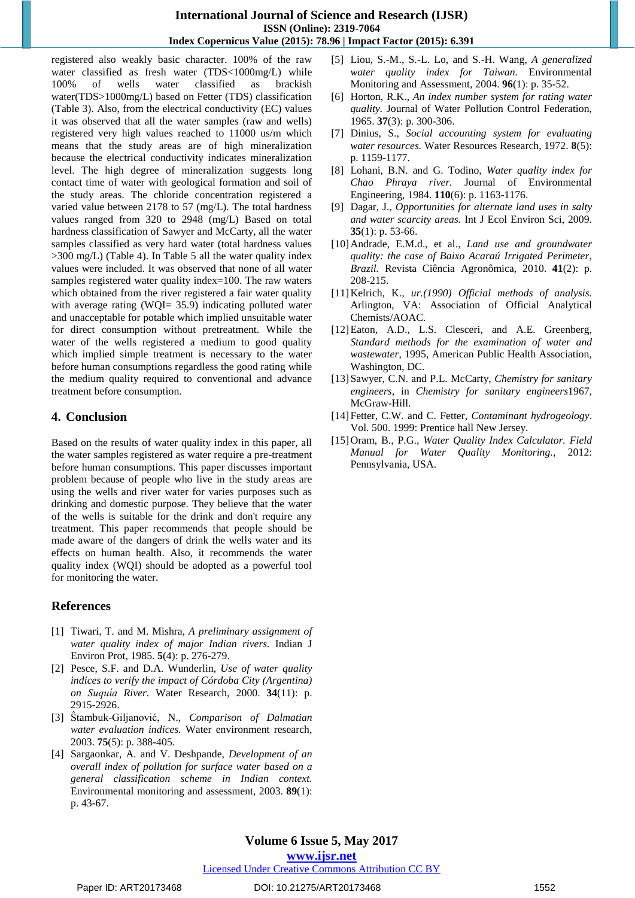registered also weakly basic character. 100% of the raw water classified as fresh water (TDS<1000mg/L) while 100% of wells water classified as brackish water(TDS>1000mg/L) based on Fetter (TDS) classification (Table 3). Also, from the electrical conductivity (EC) values it was observed that all the water samples (raw and wells) registered very high values reached to 11000 us/m which means that the study areas are of high mineralization because the electrical conductivity indicates mineralization level. The high degree of mineralization suggests long contact time of water with geological formation and soil of the study areas. The chloride concentration registered a varied value between 2178 to 57 (mg/L). The total hardness values ranged from 320 to 2948 (mg/L) Based on total hardness classification of Sawyer and McCarty, all the water samples classified as very hard water (total hardness values >300 mg/L) (Table 4). In Table 5 all the water quality index values were included. It was observed that none of all water samples registered water quality index=100. The raw waters which obtained from the river registered a fair water quality with average rating (WQI= 35.9) indicating polluted water and unacceptable for potable which implied unsuitable water for direct consumption without pretreatment. While the water of the wells registered a medium to good quality which implied simple treatment is necessary to the water before human consumptions regardless the good rating while the medium quality required to conventional and advance treatment before consumption.

## 4. Conclusion

Based on the results of water quality index in this paper, all the water samples registered as water require a pre-treatment before human consumptions. This paper discusses important problem because of people who live in the study areas are using the wells and river water for varies purposes such as drinking and domestic purpose. They believe that the water of the wells is suitable for the drink and don't require any treatment. This paper recommends that people should be made aware of the dangers of drink the wells water and its effects on human health. Also, it recommends the water quality index (WQI) should be adopted as a powerful tool for monitoring the water.

## References

[1] Tiwari, T. and M. Mishra, *A preliminary assignment of water quality index of major Indian rivers.* Indian J Environ Prot, 1985. **5**(4): p. 276-279.

[2] Pesce, S.F. and D.A. Wunderlin, *Use of water quality indices to verify the impact of Córdoba City (Argentina) on Suquía River*. Water Research, 2000. **34**(11): p. 2915-2926.

[3] Štambuk-Giljanović, N., *Comparison of Dalmatian water evaluation indices.* Water environment research, 2003. **75**(5): p. 388-405.

[4] Sargaonkar, A. and V. Deshpande, *Development of an overall index of pollution for surface water based on a general classification scheme in Indian context.* Environmental monitoring and assessment, 2003. **89**(1): p. 43-67.

[5] Liou, S.-M., S.-L. Lo, and S.-H. Wang, *A generalized water quality index for Taiwan.* Environmental Monitoring and Assessment, 2004. **96**(1): p. 35-52.

[6] Horton, R.K., *An index number system for rating water quality.* Journal of Water Pollution Control Federation, 1965. **37**(3): p. 300-306.

[7] Dinius, S., *Social accounting system for evaluating water resources.* Water Resources Research, 1972. **8**(5): p. 1159-1177.

[8] Lohani, B.N. and G. Todino, *Water quality index for Chao Phraya river.* Journal of Environmental Engineering, 1984. **110**(6): p. 1163-1176.

[9] Dagar, J., *Opportunities for alternate land uses in salty and water scarcity areas.* Int J Ecol Environ Sci, 2009. **35**(1): p. 53-66.

[10] Andrade, E.M.d., et al., *Land use and groundwater quality: the case of Baixo Acaraú Irrigated Perimeter, Brazil.* Revista Ciência Agronômica, 2010. **41**(2): p. 208-215.

[11] Kelrich, K., *ur.(1990) Official methods of analysis.* Arlington, VA: Association of Official Analytical Chemists/AOAC.

[12] Eaton, A.D., L.S. Clesceri, and A.E. Greenberg, *Standard methods for the examination of water and wastewater*, 1995, American Public Health Association, Washington, DC.

[13] Sawyer, C.N. and P.L. McCarty, *Chemistry for sanitary engineers*, in *Chemistry for sanitary engineers*1967, McGraw-Hill.

[14] Fetter, C.W. and C. Fetter, *Contaminant hydrogeology*. Vol. 500. 1999: Prentice hall New Jersey.

[15] Oram, B., P.G., *Water Quality Index Calculator. Field Manual for Water Quality Monitoring.*, 2012: Pennsylvania, USA.